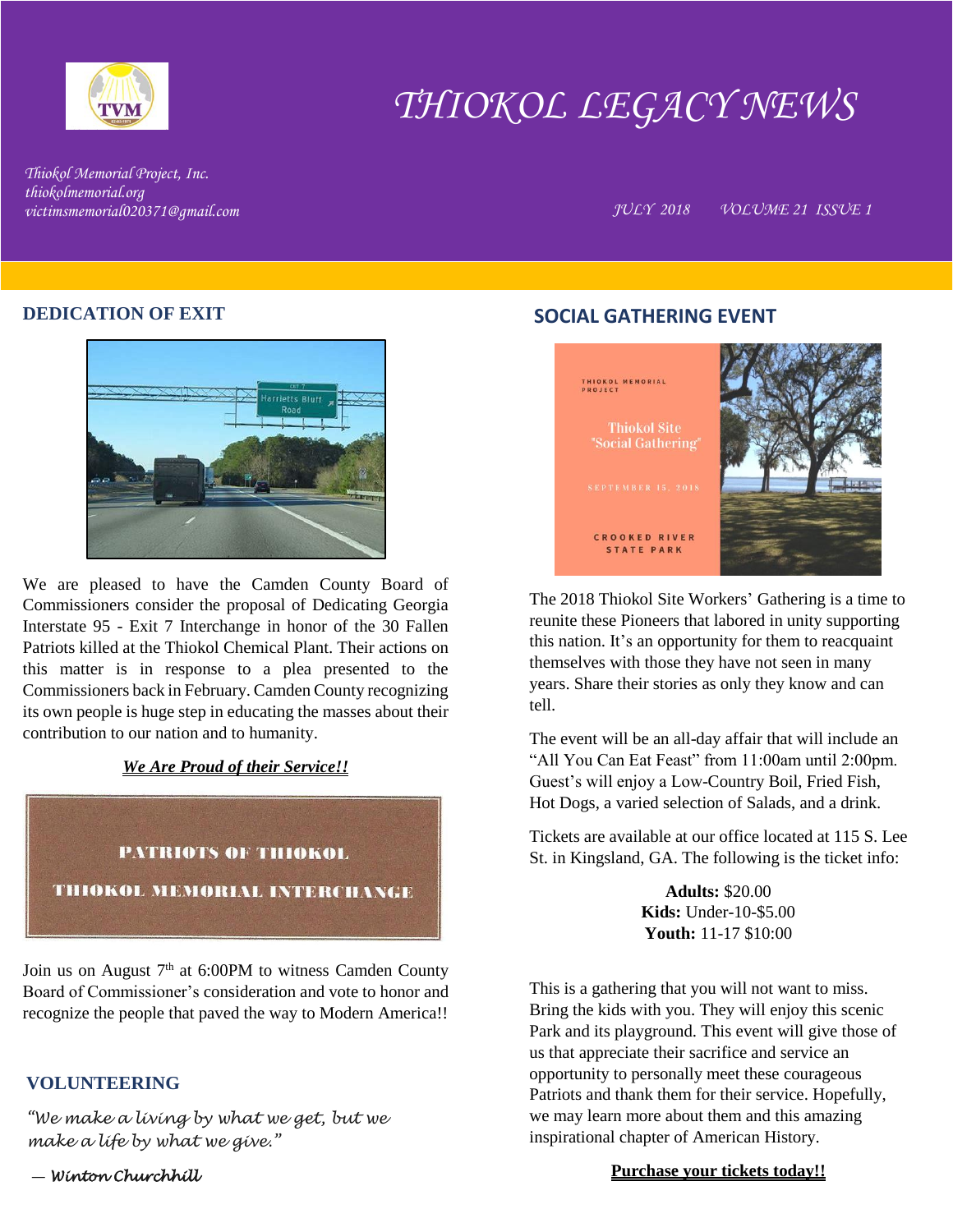# THIOKOL LEGACY NEWS

*Thiokol Memorial Project, Inc.*
*thiokolmemorial.org*
*victimsmemorial020371@gmail.com*

*JULY 2018 VOLUME 21 ISSUE 1*

## DEDICATION OF EXIT

We are pleased to have the Camden County Board of Commissioners consider the proposal of Dedicating Georgia Interstate 95 - Exit 7 Interchange in honor of the 30 Fallen Patriots killed at the Thiokol Chemical Plant. Their actions on this matter is in response to a plea presented to the Commissioners back in February. Camden County recognizing its own people is huge step in educating the masses about their contribution to our nation and to humanity.

***We Are Proud of their Service!!***

PATRIOTS OF THIOKOL

THIOKOL MEMORIAL INTERCHANGE

Join us on August 7th at 6:00PM to witness Camden County Board of Commissioner's consideration and vote to honor and recognize the people that paved the way to Modern America!!

## VOLUNTEERING

*"We make a living by what we get, but we make a life by what we give."*

*— Winton Churchhill*

## SOCIAL GATHERING EVENT

THIOKOL MEMORIAL PROJECT

Thiokol Site "Social Gathering"

SEPTEMBER 15, 2018

CROOKED RIVER STATE PARK

The 2018 Thiokol Site Workers' Gathering is a time to reunite these Pioneers that labored in unity supporting this nation. It's an opportunity for them to reacquaint themselves with those they have not seen in many years. Share their stories as only they know and can tell.

The event will be an all-day affair that will include an "All You Can Eat Feast" from 11:00am until 2:00pm. Guest's will enjoy a Low-Country Boil, Fried Fish, Hot Dogs, a varied selection of Salads, and a drink.

Tickets are available at our office located at 115 S. Lee St. in Kingsland, GA. The following is the ticket info:

**Adults:** $20.00
**Kids:** Under-10-$5.00
**Youth:** 11-17 $10:00

This is a gathering that you will not want to miss. Bring the kids with you. They will enjoy this scenic Park and its playground. This event will give those of us that appreciate their sacrifice and service an opportunity to personally meet these courageous Patriots and thank them for their service. Hopefully, we may learn more about them and this amazing inspirational chapter of American History.

**Purchase your tickets today!!**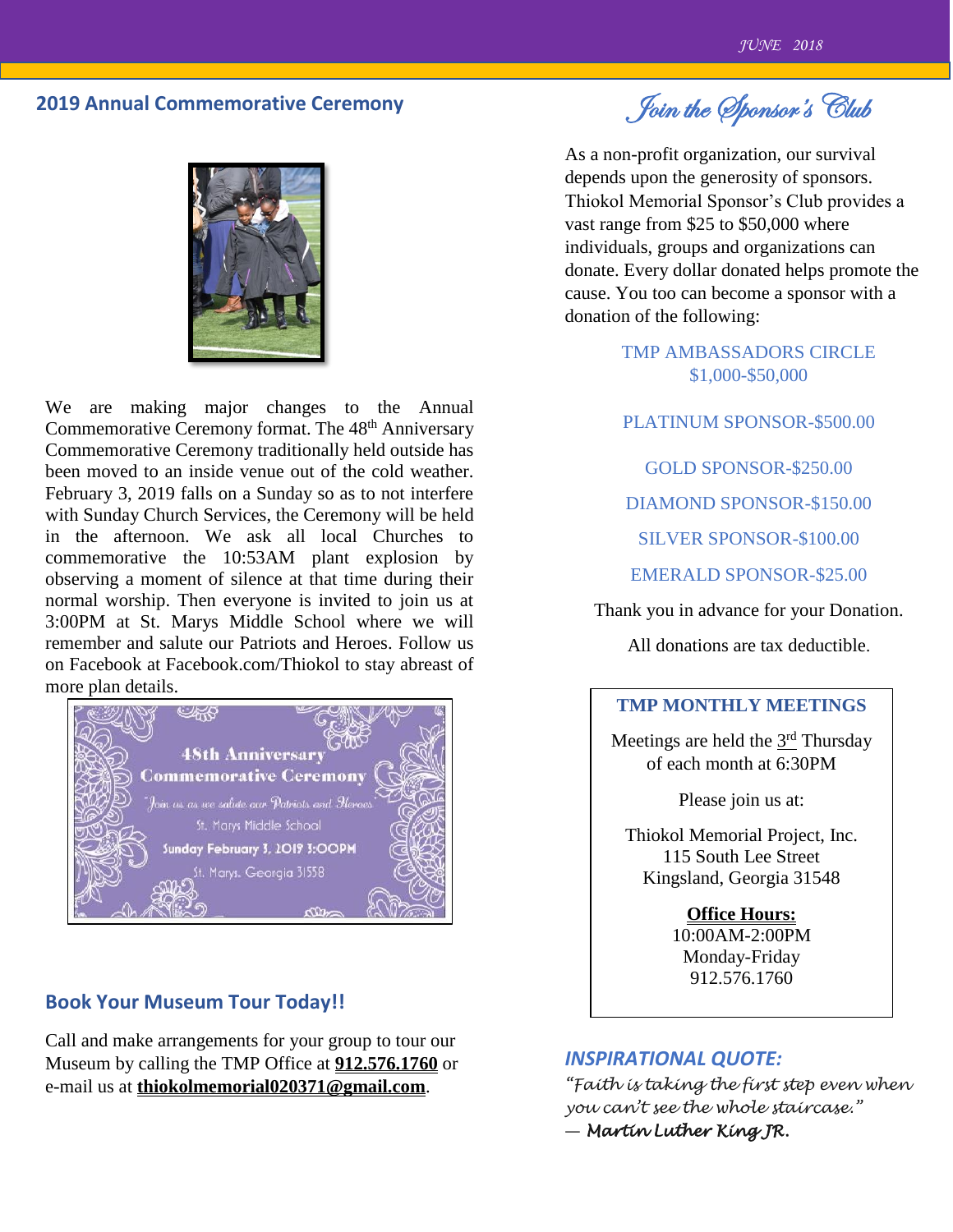## 2019 Annual Commemorative Ceremony

We are making major changes to the Annual Commemorative Ceremony format. The 48th Anniversary Commemorative Ceremony traditionally held outside has been moved to an inside venue out of the cold weather. February 3, 2019 falls on a Sunday so as to not interfere with Sunday Church Services, the Ceremony will be held in the afternoon. We ask all local Churches to commemorative the 10:53AM plant explosion by observing a moment of silence at that time during their normal worship. Then everyone is invited to join us at 3:00PM at St. Marys Middle School where we will remember and salute our Patriots and Heroes. Follow us on Facebook at Facebook.com/Thiokol to stay abreast of more plan details.

48th Anniversary Commemorative Ceremony

*"Join us as we salute our Patriots and Heroes"*

St. Marys Middle School

Sunday February 3, 2019 3:00PM

St. Marys, Georgia 31558

## Book Your Museum Tour Today!!

Call and make arrangements for your group to tour our Museum by calling the TMP Office at **912.576.1760** or e-mail us at **thiokolmemorial020371@gmail.com**.

## *Join the Sponsor's Club*

As a non-profit organization, our survival depends upon the generosity of sponsors. Thiokol Memorial Sponsor's Club provides a vast range from $25 to $50,000 where individuals, groups and organizations can donate. Every dollar donated helps promote the cause. You too can become a sponsor with a donation of the following:

TMP AMBASSADORS CIRCLE $1,000-$50,000

PLATINUM SPONSOR-$500.00

GOLD SPONSOR-$250.00

DIAMOND SPONSOR-$150.00

SILVER SPONSOR-$100.00

EMERALD SPONSOR-$25.00

Thank you in advance for your Donation.

All donations are tax deductible.

### TMP MONTHLY MEETINGS

Meetings are held the 3rd Thursday of each month at 6:30PM

Please join us at:

Thiokol Memorial Project, Inc.
115 South Lee Street
Kingsland, Georgia 31548

**Office Hours:**
10:00AM-2:00PM
Monday-Friday
912.576.1760

## *INSPIRATIONAL QUOTE:*

*"Faith is taking the first step even when you can't see the whole staircase."*
— ***Martin Luther King JR.***